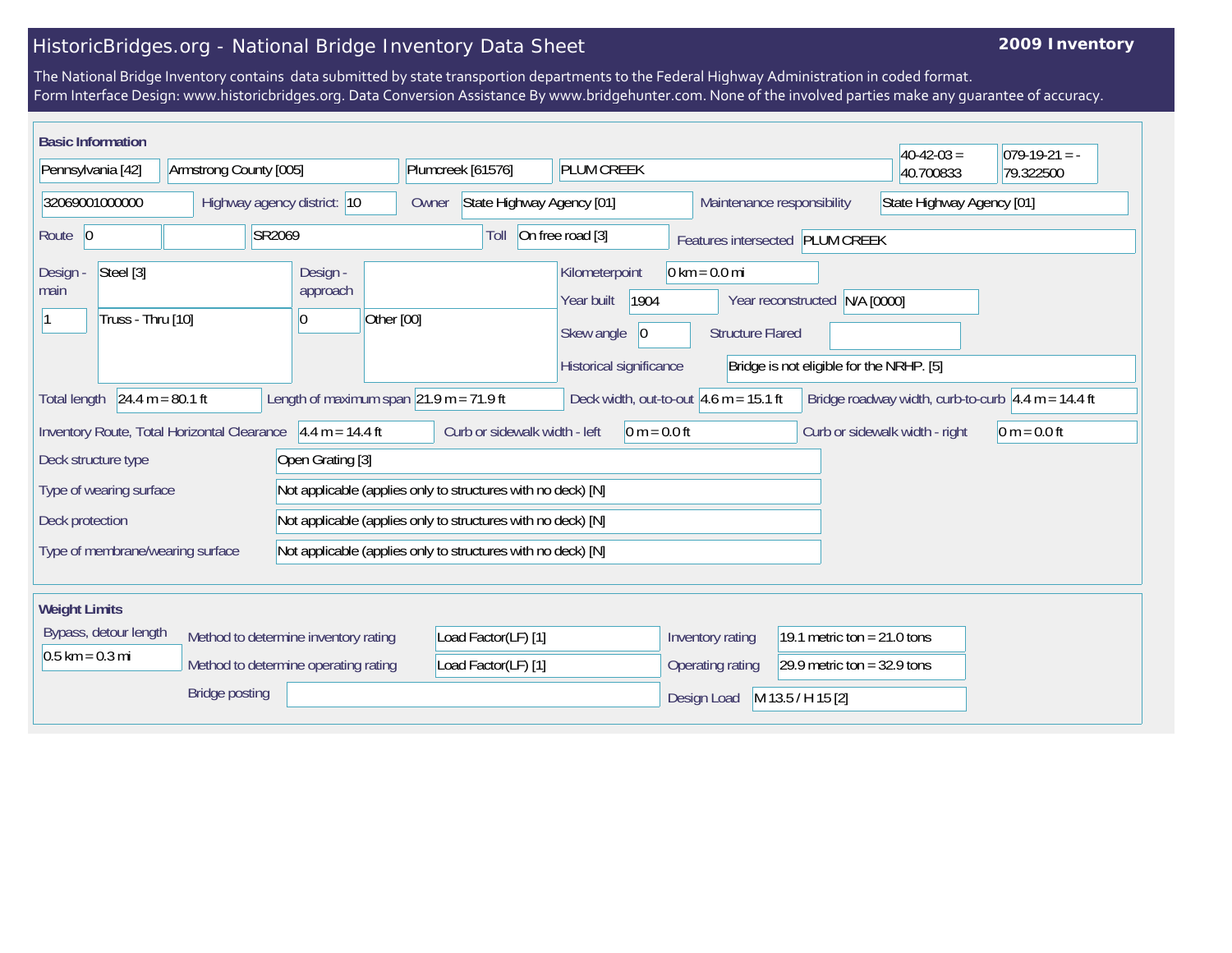# HistoricBridges.org - National Bridge Inventory Data Sheet

**2009 Inventory**

The National Bridge Inventory contains data submitted by state transportion departments to the Federal Highway Administration in coded format.
Form Interface Design: www.historicbridges.org. Data Conversion Assistance By www.bridgehunter.com. None of the involved parties make any guarantee of accuracy.

## Basic Information

| Field | Value |
|---|---|
| State | Pennsylvania [42] |
| County | Armstrong County [005] |
| Place | Plumcreek [61576] |
| Facility | PLUM CREEK |
| Latitude | 40-42-03 = 40.700833 |
| Longitude | 079-19-21 = -79.322500 |
| Structure Number | 32069001000000 |
| Highway agency district | 10 |
| Owner | State Highway Agency [01] |
| Maintenance responsibility | State Highway Agency [01] |
| Route | 0 |
| Route Name | SR2069 |
| Toll | On free road [3] |
| Features intersected | PLUM CREEK |
| Design - main | Steel [3] |
| Design - main (number) | 1 |
| Design - main (type) | Truss - Thru [10] |
| Design - approach | |
| Design - approach (number) | 0 |
| Design - approach (type) | Other [00] |
| Kilometerpoint | 0 km = 0.0 mi |
| Year built | 1904 |
| Year reconstructed | N/A [0000] |
| Skew angle | 0 |
| Structure Flared | |
| Historical significance | Bridge is not eligible for the NRHP. [5] |
| Total length | 24.4 m = 80.1 ft |
| Length of maximum span | 21.9 m = 71.9 ft |
| Deck width, out-to-out | 4.6 m = 15.1 ft |
| Bridge roadway width, curb-to-curb | 4.4 m = 14.4 ft |
| Inventory Route, Total Horizontal Clearance | 4.4 m = 14.4 ft |
| Curb or sidewalk width - left | 0 m = 0.0 ft |
| Curb or sidewalk width - right | 0 m = 0.0 ft |
| Deck structure type | Open Grating [3] |
| Type of wearing surface | Not applicable (applies only to structures with no deck) [N] |
| Deck protection | Not applicable (applies only to structures with no deck) [N] |
| Type of membrane/wearing surface | Not applicable (applies only to structures with no deck) [N] |

## Weight Limits

| Field | Value |
|---|---|
| Bypass, detour length | 0.5 km = 0.3 mi |
| Method to determine inventory rating | Load Factor(LF) [1] |
| Method to determine operating rating | Load Factor(LF) [1] |
| Inventory rating | 19.1 metric ton = 21.0 tons |
| Operating rating | 29.9 metric ton = 32.9 tons |
| Bridge posting | |
| Design Load | M 13.5 / H 15 [2] |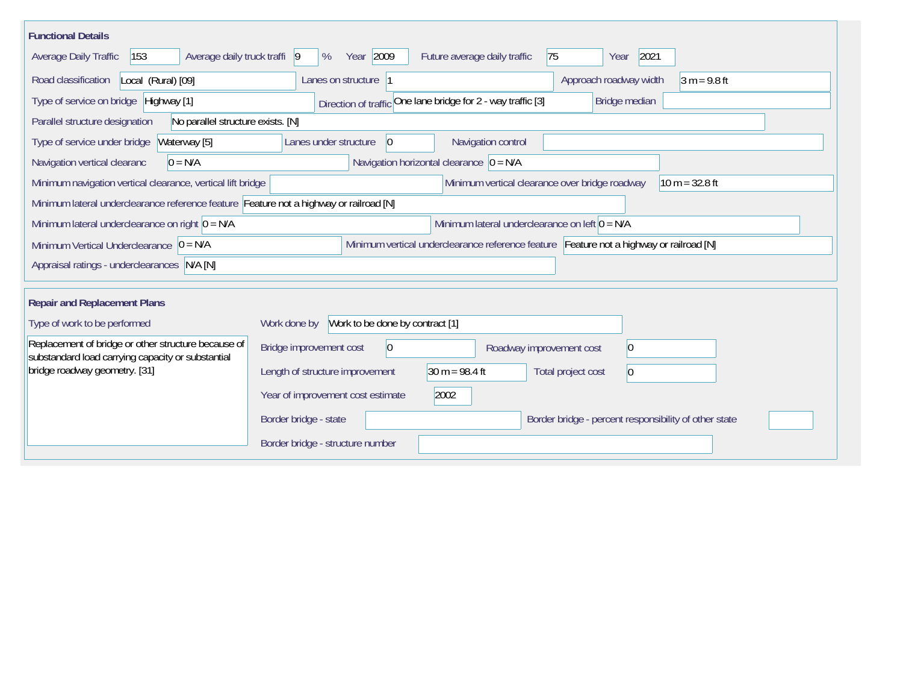## Functional Details

Average Daily Traffic: 153
Average daily truck traffi: 9 %
Year: 2009
Future average daily traffic: 75
Year: 2021

Road classification: Local (Rural) [09]
Lanes on structure: 1
Approach roadway width: 3 m = 9.8 ft

Type of service on bridge: Highway [1]
Direction of traffic: One lane bridge for 2 - way traffic [3]
Bridge median:

Parallel structure designation: No parallel structure exists. [N]

Type of service under bridge: Waterway [5]
Lanes under structure: 0
Navigation control:

Navigation vertical clearanc: 0 = N/A
Navigation horizontal clearance: 0 = N/A

Minimum navigation vertical clearance, vertical lift bridge:
Minimum vertical clearance over bridge roadway: 10 m = 32.8 ft

Minimum lateral underclearance reference feature: Feature not a highway or railroad [N]

Minimum lateral underclearance on right: 0 = N/A
Minimum lateral underclearance on left: 0 = N/A

Minimum Vertical Underclearance: 0 = N/A
Minimum vertical underclearance reference feature: Feature not a highway or railroad [N]

Appraisal ratings - underclearances: N/A [N]

## Repair and Replacement Plans

Type of work to be performed:
Replacement of bridge or other structure because of substandard load carrying capacity or substantial bridge roadway geometry. [31]

Work done by: Work to be done by contract [1]

Bridge improvement cost: 0
Roadway improvement cost: 0

Length of structure improvement: 30 m = 98.4 ft
Total project cost: 0

Year of improvement cost estimate: 2002

Border bridge - state:
Border bridge - percent responsibility of other state:

Border bridge - structure number: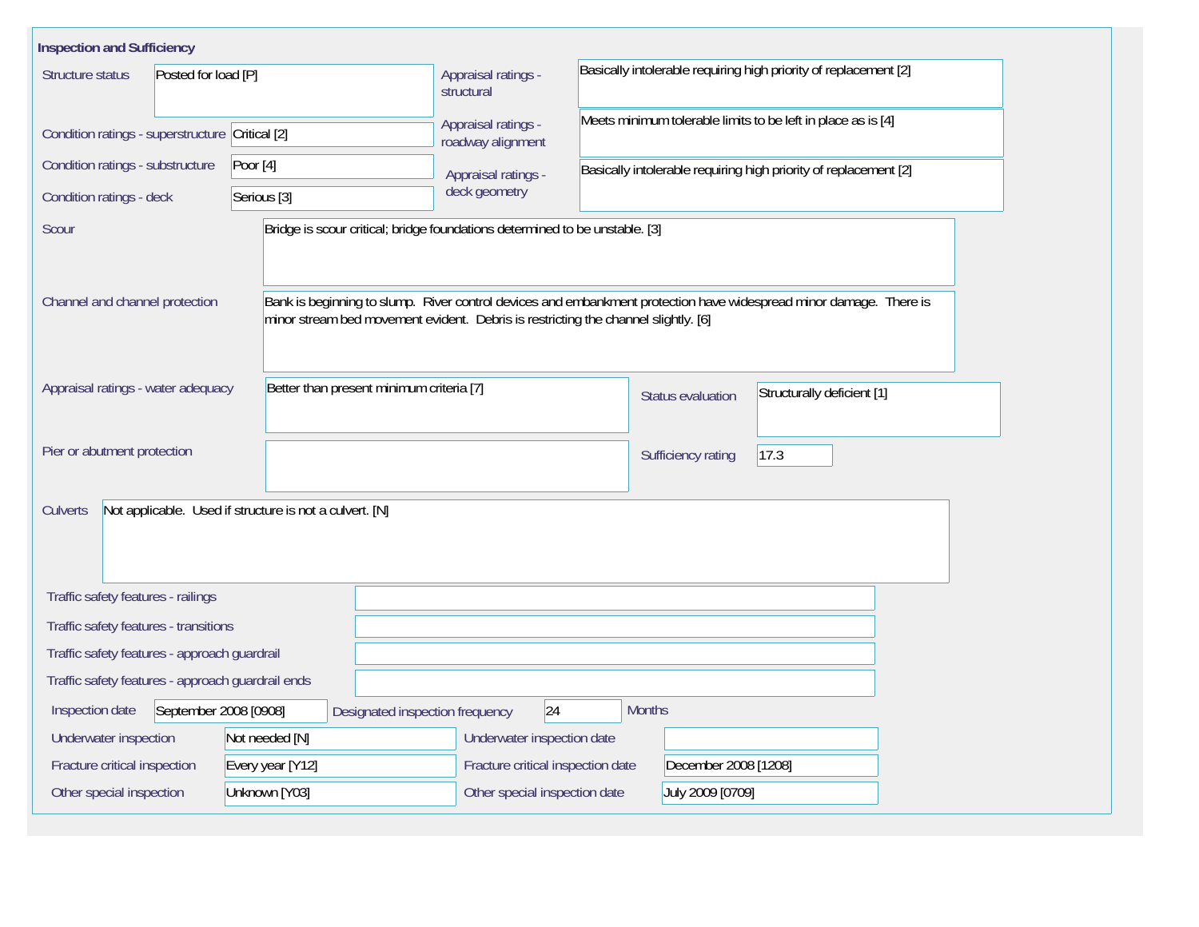## Inspection and Sufficiency

| | |
|---|---|
| Structure status | Posted for load [P] |
| Appraisal ratings - structural | Basically intolerable requiring high priority of replacement [2] |
| Condition ratings - superstructure | Critical [2] |
| Appraisal ratings - roadway alignment | Meets minimum tolerable limits to be left in place as is [4] |
| Condition ratings - substructure | Poor [4] |
| Condition ratings - deck | Serious [3] |
| Appraisal ratings - deck geometry | Basically intolerable requiring high priority of replacement [2] |
| Scour | Bridge is scour critical; bridge foundations determined to be unstable. [3] |
| Channel and channel protection | Bank is beginning to slump. River control devices and embankment protection have widespread minor damage. There is minor stream bed movement evident. Debris is restricting the channel slightly. [6] |
| Appraisal ratings - water adequacy | Better than present minimum criteria [7] |
| Status evaluation | Structurally deficient [1] |
| Pier or abutment protection | |
| Sufficiency rating | 17.3 |
| Culverts | Not applicable. Used if structure is not a culvert. [N] |
| Traffic safety features - railings | |
| Traffic safety features - transitions | |
| Traffic safety features - approach guardrail | |
| Traffic safety features - approach guardrail ends | |
| Inspection date | September 2008 [0908] |
| Designated inspection frequency | 24 Months |
| Underwater inspection | Not needed [N] |
| Underwater inspection date | |
| Fracture critical inspection | Every year [Y12] |
| Fracture critical inspection date | December 2008 [1208] |
| Other special inspection | Unknown [Y03] |
| Other special inspection date | July 2009 [0709] |